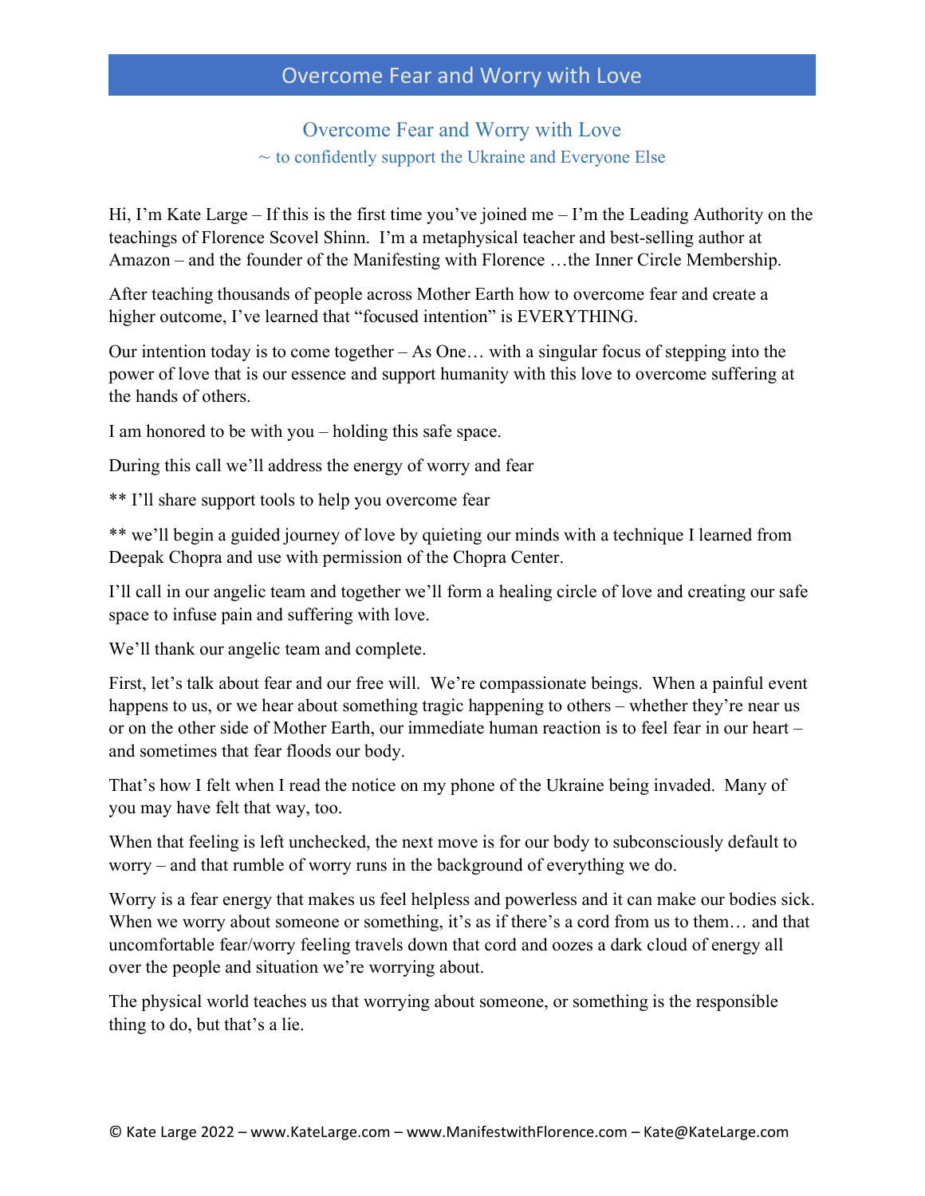# Overcome Fear and Worry with Love

## Overcome Fear and Worry with Love

~ to confidently support the Ukraine and Everyone Else

Hi, I'm Kate Large – If this is the first time you've joined me – I'm the Leading Authority on the teachings of Florence Scovel Shinn. I'm a metaphysical teacher and best-selling author at Amazon – and the founder of the Manifesting with Florence …the Inner Circle Membership.

After teaching thousands of people across Mother Earth how to overcome fear and create a higher outcome, I've learned that "focused intention" is EVERYTHING.

Our intention today is to come together – As One… with a singular focus of stepping into the power of love that is our essence and support humanity with this love to overcome suffering at the hands of others.

I am honored to be with you – holding this safe space.

During this call we'll address the energy of worry and fear

** I'll share support tools to help you overcome fear

** we'll begin a guided journey of love by quieting our minds with a technique I learned from Deepak Chopra and use with permission of the Chopra Center.

I'll call in our angelic team and together we'll form a healing circle of love and creating our safe space to infuse pain and suffering with love.

We'll thank our angelic team and complete.

First, let's talk about fear and our free will. We're compassionate beings. When a painful event happens to us, or we hear about something tragic happening to others – whether they're near us or on the other side of Mother Earth, our immediate human reaction is to feel fear in our heart – and sometimes that fear floods our body.

That's how I felt when I read the notice on my phone of the Ukraine being invaded. Many of you may have felt that way, too.

When that feeling is left unchecked, the next move is for our body to subconsciously default to worry – and that rumble of worry runs in the background of everything we do.

Worry is a fear energy that makes us feel helpless and powerless and it can make our bodies sick. When we worry about someone or something, it's as if there's a cord from us to them… and that uncomfortable fear/worry feeling travels down that cord and oozes a dark cloud of energy all over the people and situation we're worrying about.

The physical world teaches us that worrying about someone, or something is the responsible thing to do, but that's a lie.

© Kate Large 2022 – www.KateLarge.com – www.ManifestwithFlorence.com – Kate@KateLarge.com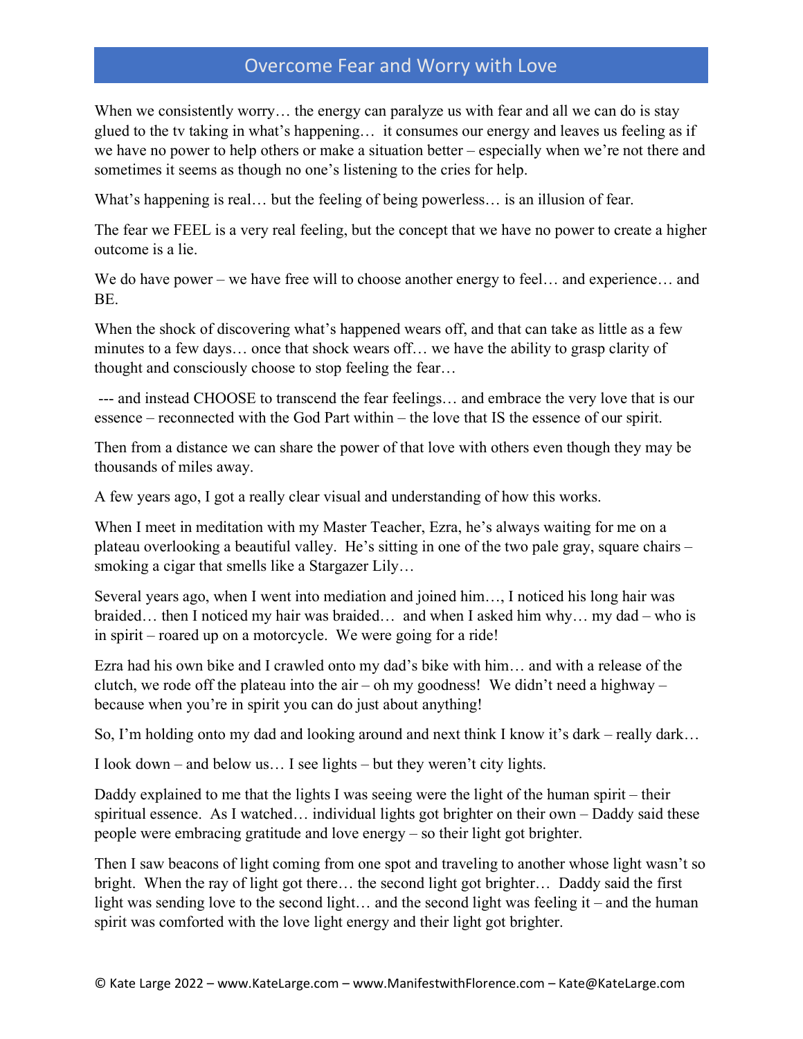## Overcome Fear and Worry with Love

When we consistently worry… the energy can paralyze us with fear and all we can do is stay glued to the tv taking in what's happening… it consumes our energy and leaves us feeling as if we have no power to help others or make a situation better – especially when we're not there and sometimes it seems as though no one's listening to the cries for help.

What's happening is real… but the feeling of being powerless… is an illusion of fear.

The fear we FEEL is a very real feeling, but the concept that we have no power to create a higher outcome is a lie.

We do have power – we have free will to choose another energy to feel… and experience… and BE.

When the shock of discovering what's happened wears off, and that can take as little as a few minutes to a few days… once that shock wears off… we have the ability to grasp clarity of thought and consciously choose to stop feeling the fear…

--- and instead CHOOSE to transcend the fear feelings… and embrace the very love that is our essence – reconnected with the God Part within – the love that IS the essence of our spirit.

Then from a distance we can share the power of that love with others even though they may be thousands of miles away.

A few years ago, I got a really clear visual and understanding of how this works.

When I meet in meditation with my Master Teacher, Ezra, he's always waiting for me on a plateau overlooking a beautiful valley. He's sitting in one of the two pale gray, square chairs – smoking a cigar that smells like a Stargazer Lily…

Several years ago, when I went into mediation and joined him…, I noticed his long hair was braided… then I noticed my hair was braided… and when I asked him why… my dad – who is in spirit – roared up on a motorcycle. We were going for a ride!

Ezra had his own bike and I crawled onto my dad's bike with him… and with a release of the clutch, we rode off the plateau into the air – oh my goodness! We didn't need a highway – because when you're in spirit you can do just about anything!

So, I'm holding onto my dad and looking around and next think I know it's dark – really dark…

I look down – and below us… I see lights – but they weren't city lights.

Daddy explained to me that the lights I was seeing were the light of the human spirit – their spiritual essence. As I watched… individual lights got brighter on their own – Daddy said these people were embracing gratitude and love energy – so their light got brighter.

Then I saw beacons of light coming from one spot and traveling to another whose light wasn't so bright. When the ray of light got there… the second light got brighter… Daddy said the first light was sending love to the second light… and the second light was feeling it – and the human spirit was comforted with the love light energy and their light got brighter.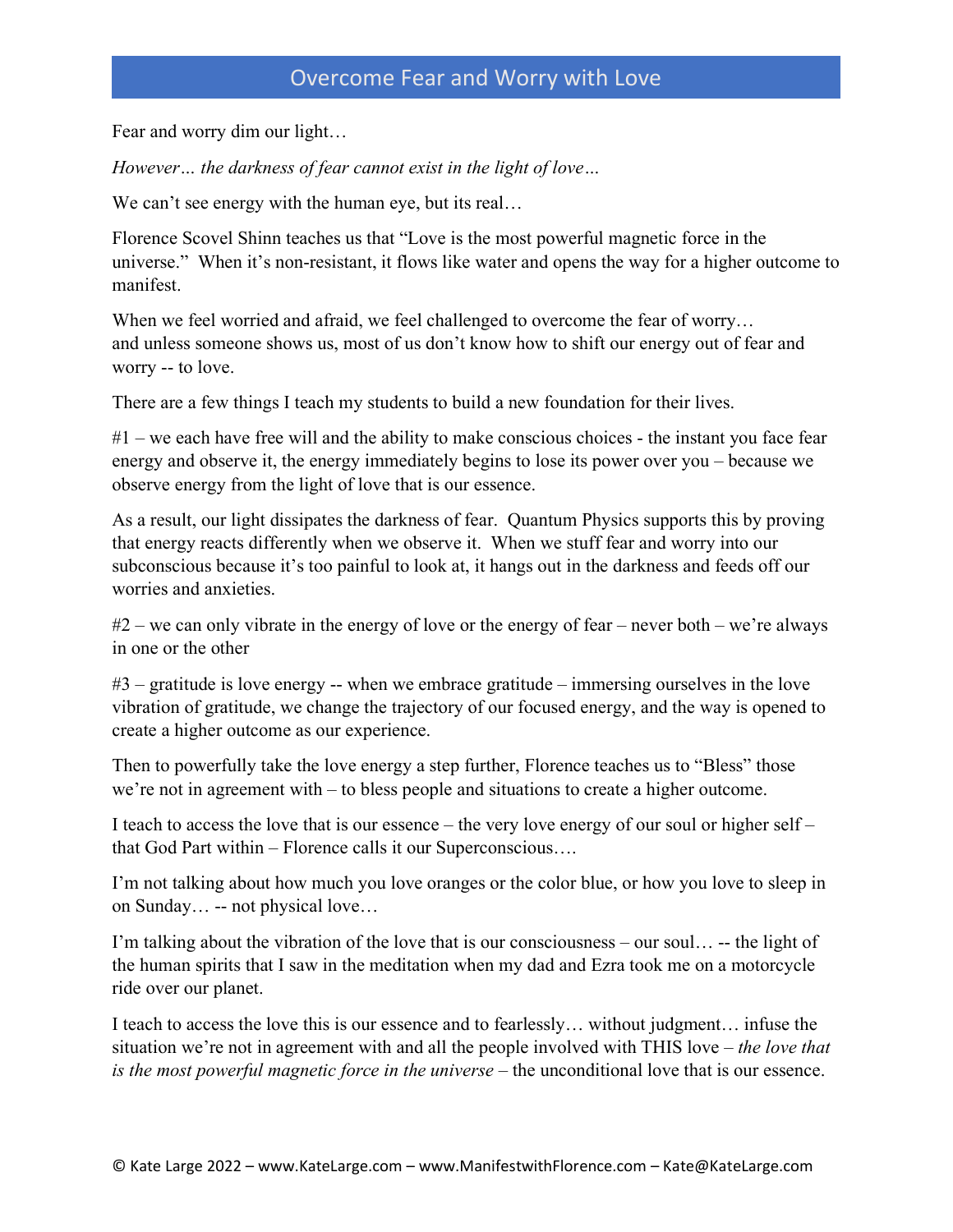# Overcome Fear and Worry with Love

Fear and worry dim our light…

*However… the darkness of fear cannot exist in the light of love…*

We can't see energy with the human eye, but its real…

Florence Scovel Shinn teaches us that "Love is the most powerful magnetic force in the universe." When it's non-resistant, it flows like water and opens the way for a higher outcome to manifest.

When we feel worried and afraid, we feel challenged to overcome the fear of worry… and unless someone shows us, most of us don't know how to shift our energy out of fear and worry -- to love.

There are a few things I teach my students to build a new foundation for their lives.

#1 – we each have free will and the ability to make conscious choices - the instant you face fear energy and observe it, the energy immediately begins to lose its power over you – because we observe energy from the light of love that is our essence.

As a result, our light dissipates the darkness of fear. Quantum Physics supports this by proving that energy reacts differently when we observe it. When we stuff fear and worry into our subconscious because it's too painful to look at, it hangs out in the darkness and feeds off our worries and anxieties.

#2 – we can only vibrate in the energy of love or the energy of fear – never both – we're always in one or the other

#3 – gratitude is love energy -- when we embrace gratitude – immersing ourselves in the love vibration of gratitude, we change the trajectory of our focused energy, and the way is opened to create a higher outcome as our experience.

Then to powerfully take the love energy a step further, Florence teaches us to "Bless" those we're not in agreement with – to bless people and situations to create a higher outcome.

I teach to access the love that is our essence – the very love energy of our soul or higher self – that God Part within – Florence calls it our Superconscious….

I'm not talking about how much you love oranges or the color blue, or how you love to sleep in on Sunday… -- not physical love…

I'm talking about the vibration of the love that is our consciousness – our soul… -- the light of the human spirits that I saw in the meditation when my dad and Ezra took me on a motorcycle ride over our planet.

I teach to access the love this is our essence and to fearlessly… without judgment… infuse the situation we're not in agreement with and all the people involved with THIS love – *the love that is the most powerful magnetic force in the universe* – the unconditional love that is our essence.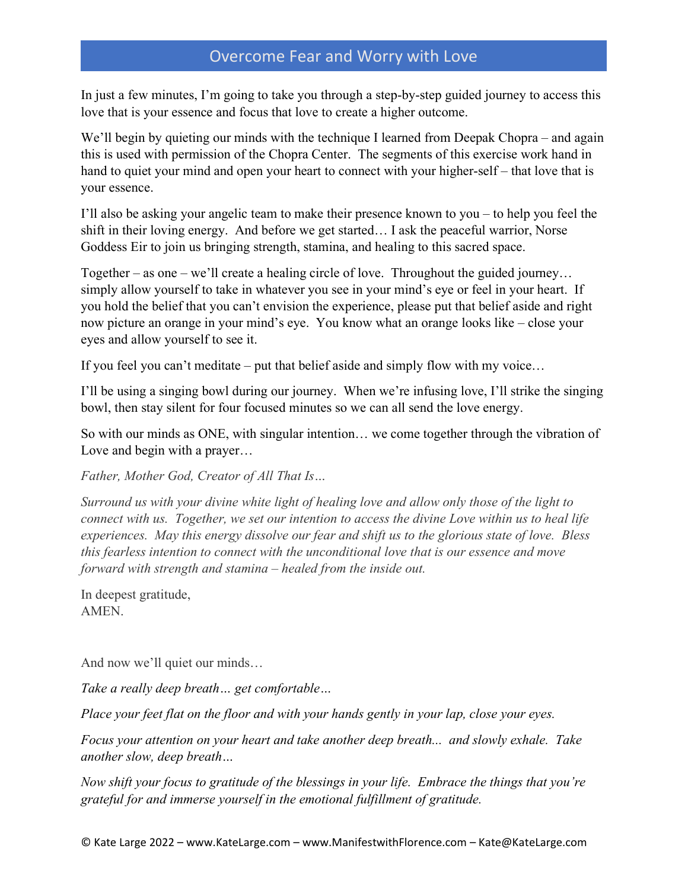# Overcome Fear and Worry with Love

In just a few minutes, I'm going to take you through a step-by-step guided journey to access this love that is your essence and focus that love to create a higher outcome.

We'll begin by quieting our minds with the technique I learned from Deepak Chopra – and again this is used with permission of the Chopra Center. The segments of this exercise work hand in hand to quiet your mind and open your heart to connect with your higher-self – that love that is your essence.

I'll also be asking your angelic team to make their presence known to you – to help you feel the shift in their loving energy. And before we get started… I ask the peaceful warrior, Norse Goddess Eir to join us bringing strength, stamina, and healing to this sacred space.

Together – as one – we'll create a healing circle of love. Throughout the guided journey… simply allow yourself to take in whatever you see in your mind's eye or feel in your heart. If you hold the belief that you can't envision the experience, please put that belief aside and right now picture an orange in your mind's eye. You know what an orange looks like – close your eyes and allow yourself to see it.

If you feel you can't meditate – put that belief aside and simply flow with my voice…

I'll be using a singing bowl during our journey. When we're infusing love, I'll strike the singing bowl, then stay silent for four focused minutes so we can all send the love energy.

So with our minds as ONE, with singular intention… we come together through the vibration of Love and begin with a prayer…

*Father, Mother God, Creator of All That Is…*

*Surround us with your divine white light of healing love and allow only those of the light to connect with us. Together, we set our intention to access the divine Love within us to heal life experiences. May this energy dissolve our fear and shift us to the glorious state of love. Bless this fearless intention to connect with the unconditional love that is our essence and move forward with strength and stamina – healed from the inside out.*

In deepest gratitude,
AMEN.

And now we'll quiet our minds…

*Take a really deep breath… get comfortable…*

*Place your feet flat on the floor and with your hands gently in your lap, close your eyes.*

*Focus your attention on your heart and take another deep breath... and slowly exhale. Take another slow, deep breath…*

*Now shift your focus to gratitude of the blessings in your life. Embrace the things that you're grateful for and immerse yourself in the emotional fulfillment of gratitude.*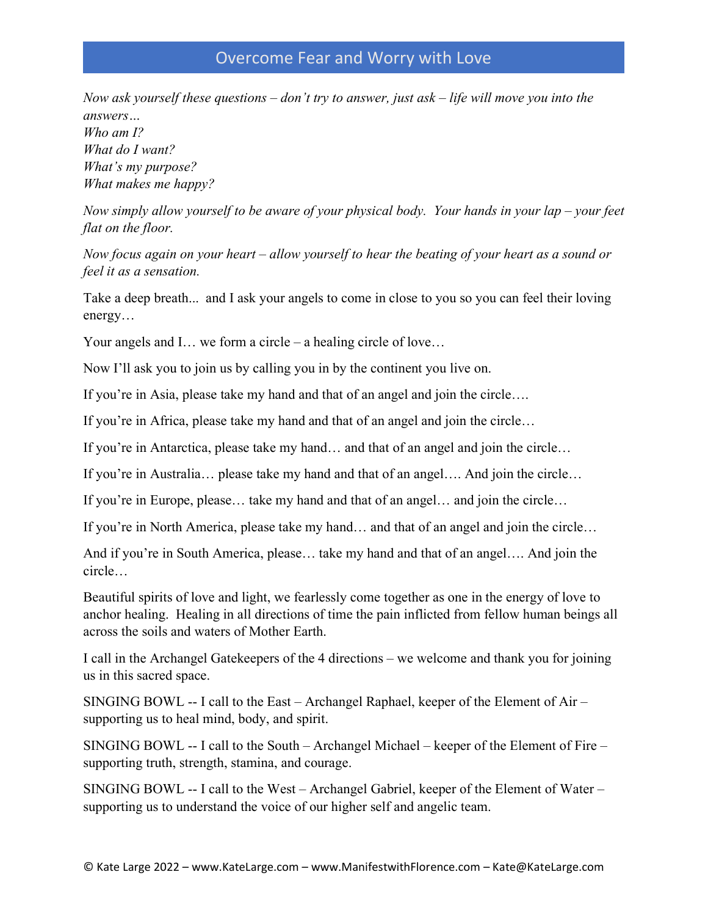# Overcome Fear and Worry with Love

*Now ask yourself these questions – don't try to answer, just ask – life will move you into the answers…*
*Who am I?*
*What do I want?*
*What's my purpose?*
*What makes me happy?*

*Now simply allow yourself to be aware of your physical body. Your hands in your lap – your feet flat on the floor.*

*Now focus again on your heart – allow yourself to hear the beating of your heart as a sound or feel it as a sensation.*

Take a deep breath... and I ask your angels to come in close to you so you can feel their loving energy…

Your angels and I… we form a circle – a healing circle of love…

Now I'll ask you to join us by calling you in by the continent you live on.

If you're in Asia, please take my hand and that of an angel and join the circle….

If you're in Africa, please take my hand and that of an angel and join the circle…

If you're in Antarctica, please take my hand… and that of an angel and join the circle…

If you're in Australia… please take my hand and that of an angel…. And join the circle…

If you're in Europe, please… take my hand and that of an angel… and join the circle…

If you're in North America, please take my hand… and that of an angel and join the circle…

And if you're in South America, please… take my hand and that of an angel…. And join the circle…

Beautiful spirits of love and light, we fearlessly come together as one in the energy of love to anchor healing. Healing in all directions of time the pain inflicted from fellow human beings all across the soils and waters of Mother Earth.

I call in the Archangel Gatekeepers of the 4 directions – we welcome and thank you for joining us in this sacred space.

SINGING BOWL -- I call to the East – Archangel Raphael, keeper of the Element of Air – supporting us to heal mind, body, and spirit.

SINGING BOWL -- I call to the South – Archangel Michael – keeper of the Element of Fire – supporting truth, strength, stamina, and courage.

SINGING BOWL -- I call to the West – Archangel Gabriel, keeper of the Element of Water – supporting us to understand the voice of our higher self and angelic team.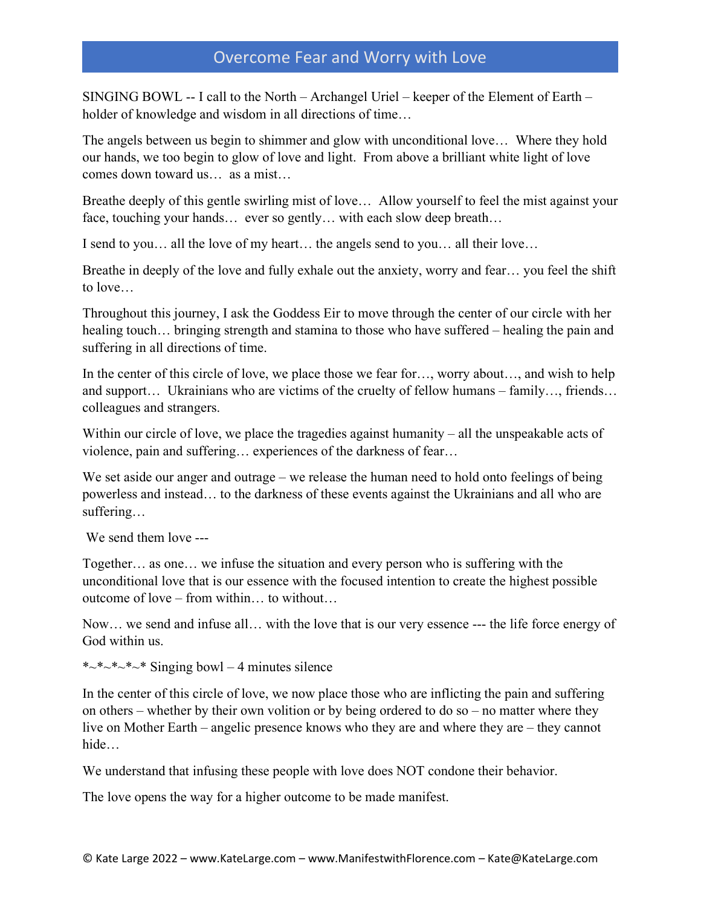# Overcome Fear and Worry with Love

SINGING BOWL -- I call to the North – Archangel Uriel – keeper of the Element of Earth – holder of knowledge and wisdom in all directions of time…

The angels between us begin to shimmer and glow with unconditional love… Where they hold our hands, we too begin to glow of love and light. From above a brilliant white light of love comes down toward us… as a mist…

Breathe deeply of this gentle swirling mist of love… Allow yourself to feel the mist against your face, touching your hands… ever so gently… with each slow deep breath…

I send to you… all the love of my heart… the angels send to you… all their love…

Breathe in deeply of the love and fully exhale out the anxiety, worry and fear… you feel the shift to love…

Throughout this journey, I ask the Goddess Eir to move through the center of our circle with her healing touch… bringing strength and stamina to those who have suffered – healing the pain and suffering in all directions of time.

In the center of this circle of love, we place those we fear for…, worry about…, and wish to help and support… Ukrainians who are victims of the cruelty of fellow humans – family…, friends… colleagues and strangers.

Within our circle of love, we place the tragedies against humanity – all the unspeakable acts of violence, pain and suffering… experiences of the darkness of fear…

We set aside our anger and outrage – we release the human need to hold onto feelings of being powerless and instead… to the darkness of these events against the Ukrainians and all who are suffering…

We send them love ---

Together… as one… we infuse the situation and every person who is suffering with the unconditional love that is our essence with the focused intention to create the highest possible outcome of love – from within… to without…

Now… we send and infuse all… with the love that is our very essence --- the life force energy of God within us.

*~*~*~*~* Singing bowl – 4 minutes silence

In the center of this circle of love, we now place those who are inflicting the pain and suffering on others – whether by their own volition or by being ordered to do so – no matter where they live on Mother Earth – angelic presence knows who they are and where they are – they cannot hide…

We understand that infusing these people with love does NOT condone their behavior.

The love opens the way for a higher outcome to be made manifest.

© Kate Large 2022 – www.KateLarge.com – www.ManifestwithFlorence.com – Kate@KateLarge.com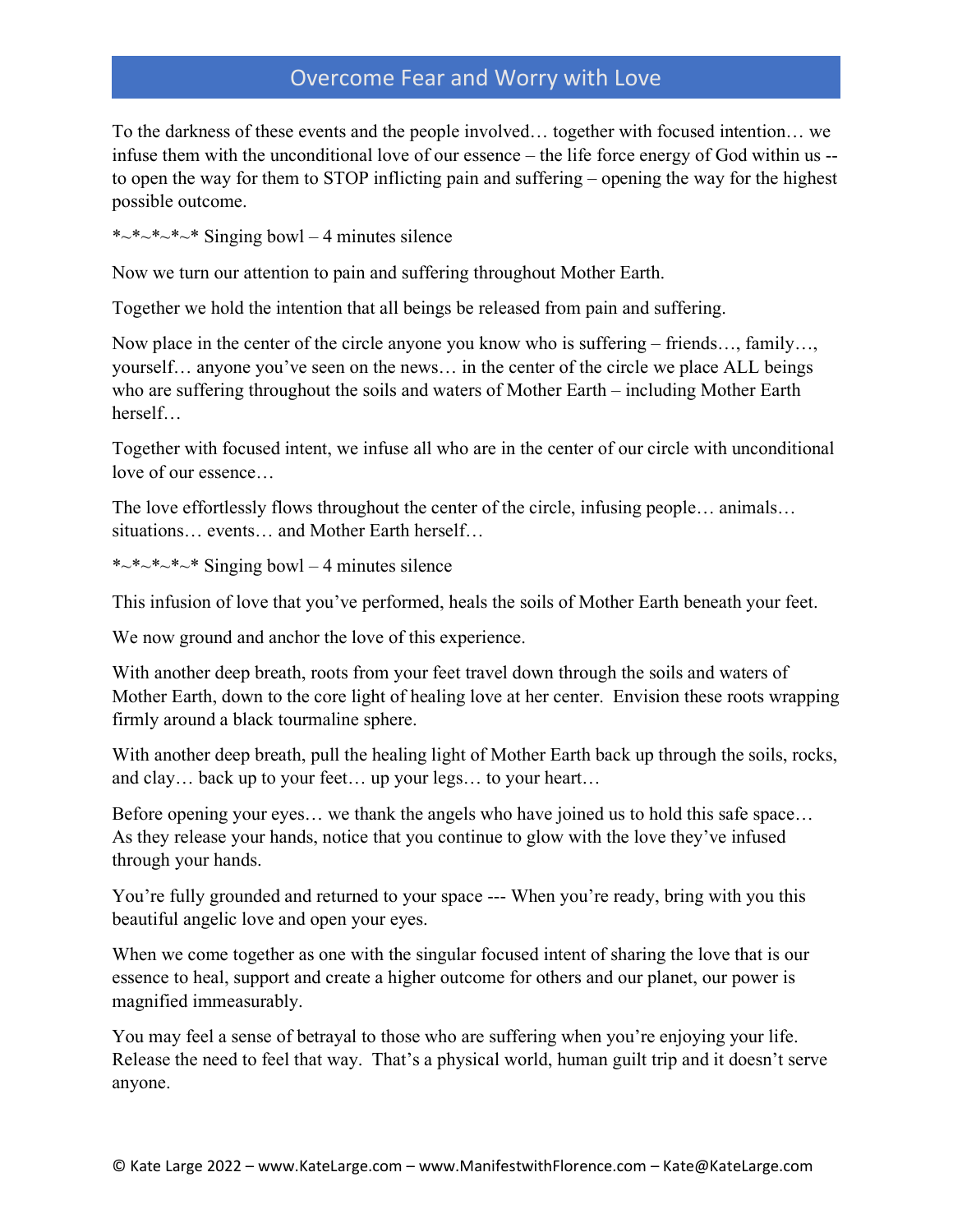## Overcome Fear and Worry with Love

To the darkness of these events and the people involved… together with focused intention… we infuse them with the unconditional love of our essence – the life force energy of God within us -- to open the way for them to STOP inflicting pain and suffering – opening the way for the highest possible outcome.

*~*~*~*~* Singing bowl – 4 minutes silence

Now we turn our attention to pain and suffering throughout Mother Earth.

Together we hold the intention that all beings be released from pain and suffering.

Now place in the center of the circle anyone you know who is suffering – friends…, family…, yourself… anyone you've seen on the news… in the center of the circle we place ALL beings who are suffering throughout the soils and waters of Mother Earth – including Mother Earth herself…

Together with focused intent, we infuse all who are in the center of our circle with unconditional love of our essence…

The love effortlessly flows throughout the center of the circle, infusing people… animals… situations… events… and Mother Earth herself…

*~*~*~*~* Singing bowl – 4 minutes silence

This infusion of love that you've performed, heals the soils of Mother Earth beneath your feet.

We now ground and anchor the love of this experience.

With another deep breath, roots from your feet travel down through the soils and waters of Mother Earth, down to the core light of healing love at her center. Envision these roots wrapping firmly around a black tourmaline sphere.

With another deep breath, pull the healing light of Mother Earth back up through the soils, rocks, and clay… back up to your feet… up your legs… to your heart…

Before opening your eyes… we thank the angels who have joined us to hold this safe space… As they release your hands, notice that you continue to glow with the love they've infused through your hands.

You're fully grounded and returned to your space --- When you're ready, bring with you this beautiful angelic love and open your eyes.

When we come together as one with the singular focused intent of sharing the love that is our essence to heal, support and create a higher outcome for others and our planet, our power is magnified immeasurably.

You may feel a sense of betrayal to those who are suffering when you're enjoying your life. Release the need to feel that way. That's a physical world, human guilt trip and it doesn't serve anyone.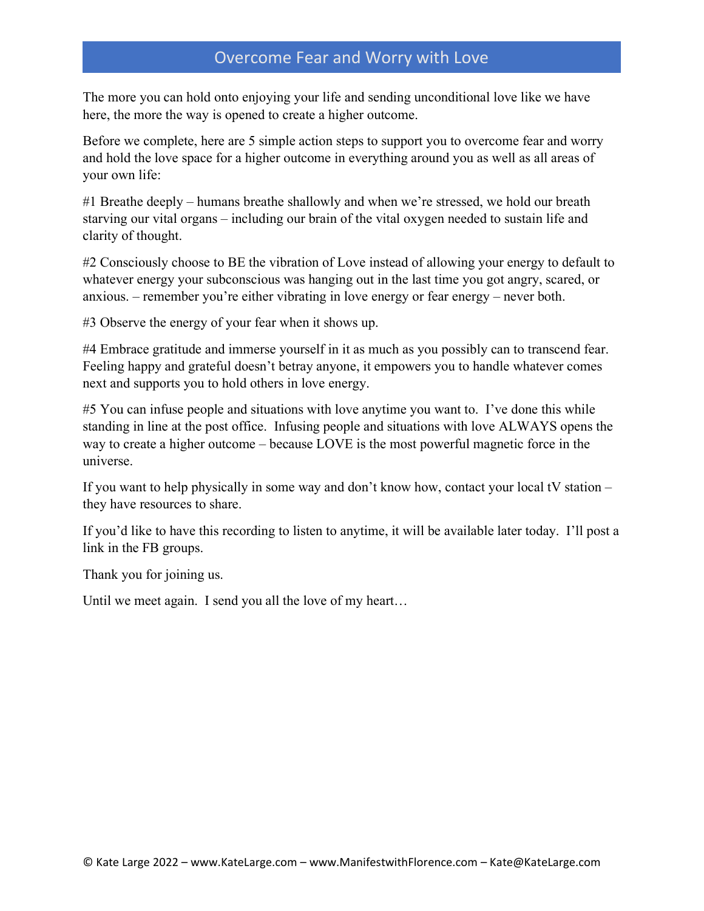## Overcome Fear and Worry with Love

The more you can hold onto enjoying your life and sending unconditional love like we have here, the more the way is opened to create a higher outcome.

Before we complete, here are 5 simple action steps to support you to overcome fear and worry and hold the love space for a higher outcome in everything around you as well as all areas of your own life:

#1 Breathe deeply – humans breathe shallowly and when we're stressed, we hold our breath starving our vital organs – including our brain of the vital oxygen needed to sustain life and clarity of thought.

#2 Consciously choose to BE the vibration of Love instead of allowing your energy to default to whatever energy your subconscious was hanging out in the last time you got angry, scared, or anxious. – remember you're either vibrating in love energy or fear energy – never both.

#3 Observe the energy of your fear when it shows up.

#4 Embrace gratitude and immerse yourself in it as much as you possibly can to transcend fear. Feeling happy and grateful doesn't betray anyone, it empowers you to handle whatever comes next and supports you to hold others in love energy.

#5 You can infuse people and situations with love anytime you want to. I've done this while standing in line at the post office. Infusing people and situations with love ALWAYS opens the way to create a higher outcome – because LOVE is the most powerful magnetic force in the universe.

If you want to help physically in some way and don't know how, contact your local tV station – they have resources to share.

If you'd like to have this recording to listen to anytime, it will be available later today. I'll post a link in the FB groups.

Thank you for joining us.

Until we meet again. I send you all the love of my heart…

© Kate Large 2022 – www.KateLarge.com – www.ManifestwithFlorence.com – Kate@KateLarge.com